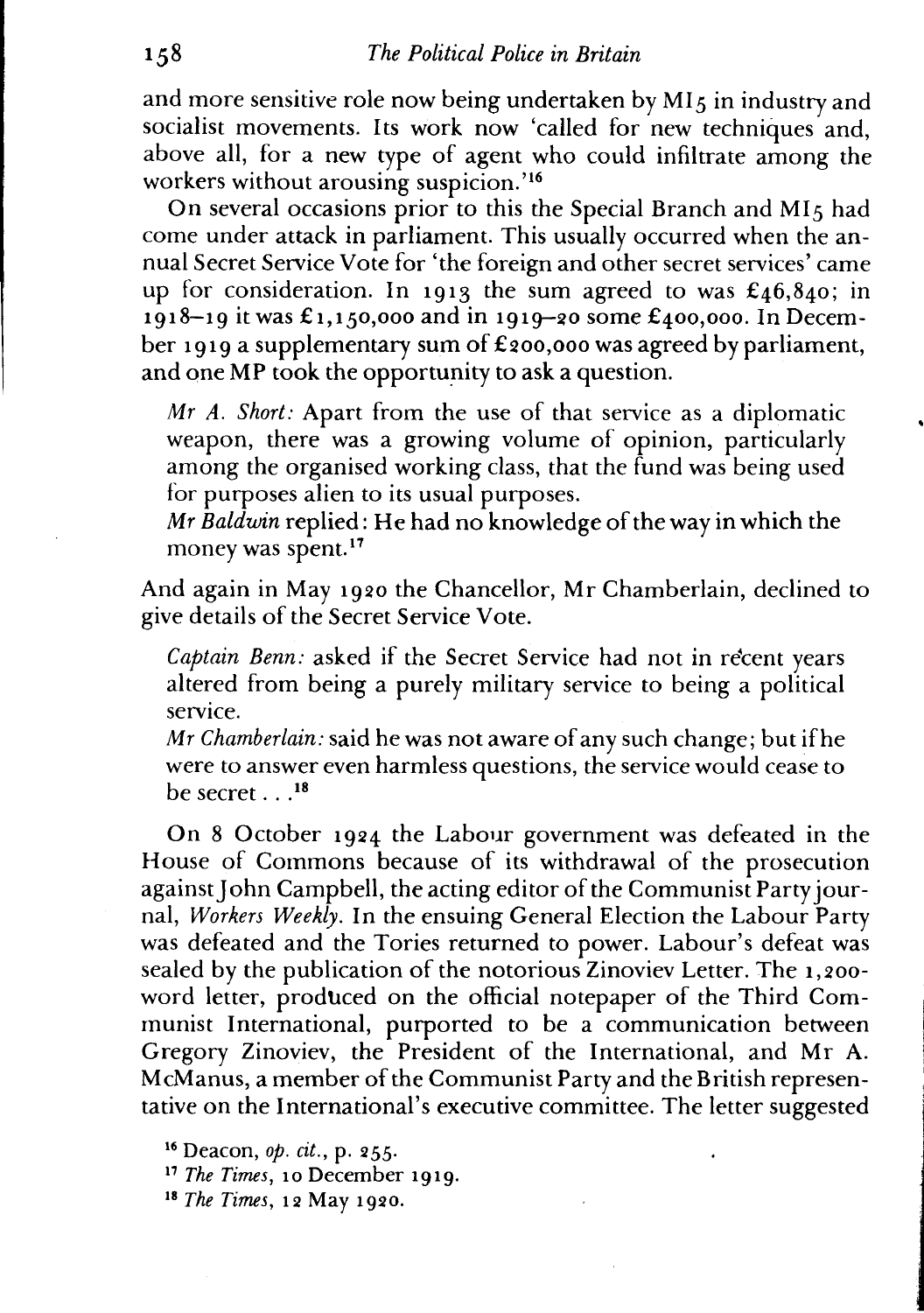and more sensitive role now being undertaken by MI5 in industry and socialist movements. Its work now 'called for new techniques and, above all, for a new type of agent who could infiltrate among the workers without arousing suspicion.'[16]

On several occasions prior to this the Special Branch and MI5 had come under attack in parliament. This usually occurred when the annual Secret Service Vote for 'the foreign and other secret services' came up for consideration. In 1913 the sum agreed to was £46,840; in 1918–19 it was £1,150,000 and in 1919–20 some £400,000. In December 1919 a supplementary sum of £200,000 was agreed by parliament, and one MP took the opportunity to ask a question.

> *Mr A. Short:* Apart from the use of that service as a diplomatic weapon, there was a growing volume of opinion, particularly among the organised working class, that the fund was being used for purposes alien to its usual purposes.
>
> *Mr Baldwin* replied: He had no knowledge of the way in which the money was spent.[17]

And again in May 1920 the Chancellor, Mr Chamberlain, declined to give details of the Secret Service Vote.

> *Captain Benn:* asked if the Secret Service had not in recent years altered from being a purely military service to being a political service.
>
> *Mr Chamberlain:* said he was not aware of any such change; but if he were to answer even harmless questions, the service would cease to be secret . . .[18]

On 8 October 1924 the Labour government was defeated in the House of Commons because of its withdrawal of the prosecution against John Campbell, the acting editor of the Communist Party journal, *Workers Weekly*. In the ensuing General Election the Labour Party was defeated and the Tories returned to power. Labour's defeat was sealed by the publication of the notorious Zinoviev Letter. The 1,200-word letter, produced on the official notepaper of the Third Communist International, purported to be a communication between Gregory Zinoviev, the President of the International, and Mr A. McManus, a member of the Communist Party and the British representative on the International's executive committee. The letter suggested

[16] Deacon, *op. cit.*, p. 255.

[17] *The Times*, 10 December 1919.

[18] *The Times*, 12 May 1920.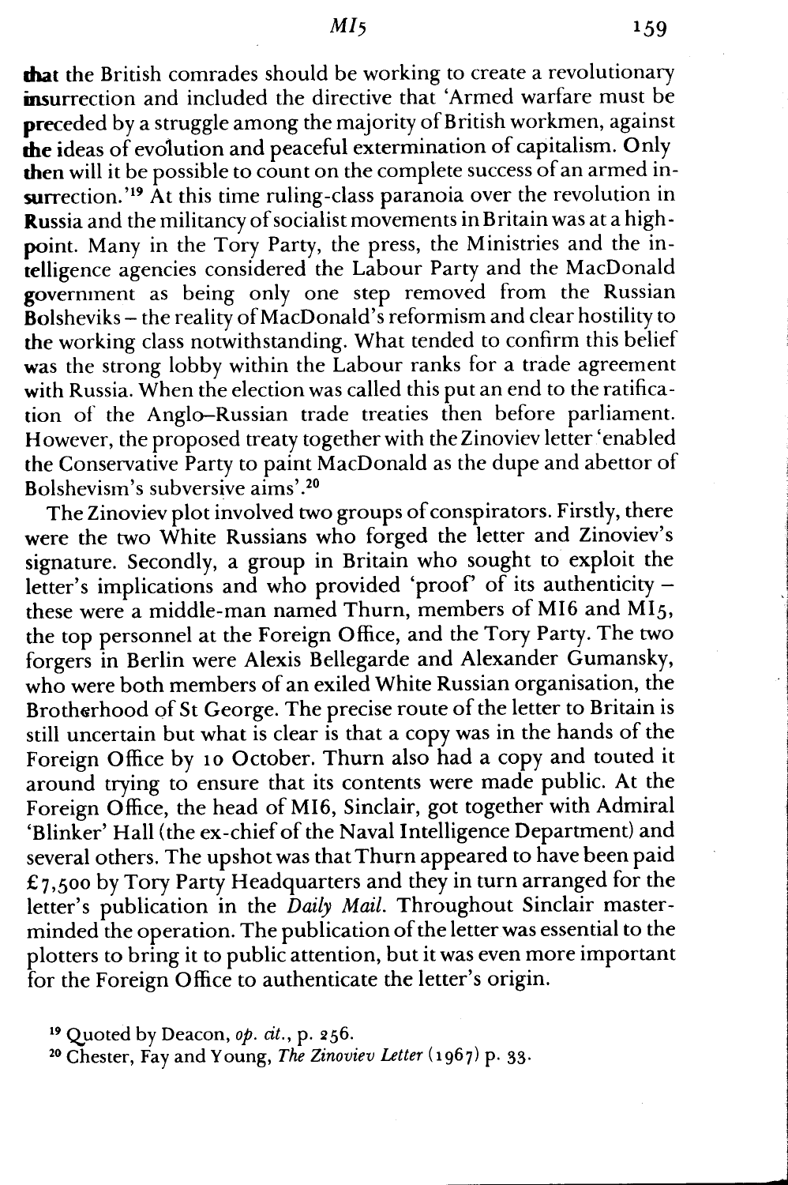that the British comrades should be working to create a revolutionary insurrection and included the directive that 'Armed warfare must be preceded by a struggle among the majority of British workmen, against the ideas of evolution and peaceful extermination of capitalism. Only then will it be possible to count on the complete success of an armed insurrection.'[19] At this time ruling-class paranoia over the revolution in Russia and the militancy of socialist movements in Britain was at a high-point. Many in the Tory Party, the press, the Ministries and the intelligence agencies considered the Labour Party and the MacDonald government as being only one step removed from the Russian Bolsheviks – the reality of MacDonald's reformism and clear hostility to the working class notwithstanding. What tended to confirm this belief was the strong lobby within the Labour ranks for a trade agreement with Russia. When the election was called this put an end to the ratification of the Anglo–Russian trade treaties then before parliament. However, the proposed treaty together with the Zinoviev letter 'enabled the Conservative Party to paint MacDonald as the dupe and abettor of Bolshevism's subversive aims'.[20]

The Zinoviev plot involved two groups of conspirators. Firstly, there were the two White Russians who forged the letter and Zinoviev's signature. Secondly, a group in Britain who sought to exploit the letter's implications and who provided 'proof' of its authenticity – these were a middle-man named Thurn, members of MI6 and MI5, the top personnel at the Foreign Office, and the Tory Party. The two forgers in Berlin were Alexis Bellegarde and Alexander Gumansky, who were both members of an exiled White Russian organisation, the Brotherhood of St George. The precise route of the letter to Britain is still uncertain but what is clear is that a copy was in the hands of the Foreign Office by 10 October. Thurn also had a copy and touted it around trying to ensure that its contents were made public. At the Foreign Office, the head of MI6, Sinclair, got together with Admiral 'Blinker' Hall (the ex-chief of the Naval Intelligence Department) and several others. The upshot was that Thurn appeared to have been paid £7,500 by Tory Party Headquarters and they in turn arranged for the letter's publication in the *Daily Mail*. Throughout Sinclair masterminded the operation. The publication of the letter was essential to the plotters to bring it to public attention, but it was even more important for the Foreign Office to authenticate the letter's origin.

[19] Quoted by Deacon, *op. cit.*, p. 256.

[20] Chester, Fay and Young, *The Zinoviev Letter* (1967) p. 33.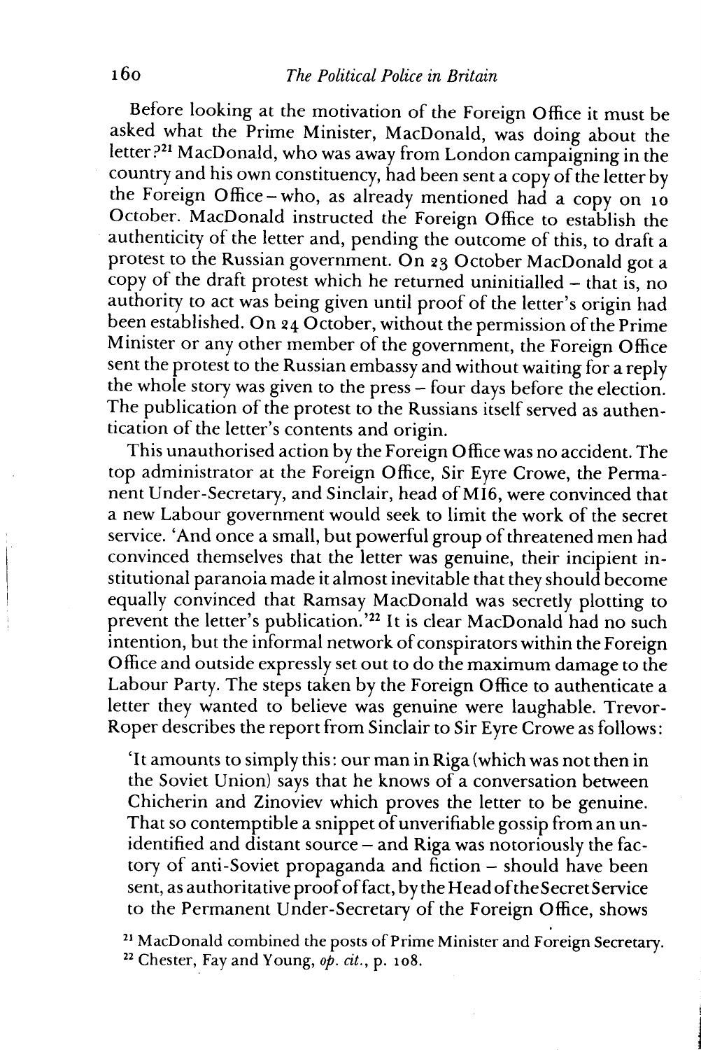Before looking at the motivation of the Foreign Office it must be asked what the Prime Minister, MacDonald, was doing about the letter?[21] MacDonald, who was away from London campaigning in the country and his own constituency, had been sent a copy of the letter by the Foreign Office – who, as already mentioned had a copy on 10 October. MacDonald instructed the Foreign Office to establish the authenticity of the letter and, pending the outcome of this, to draft a protest to the Russian government. On 23 October MacDonald got a copy of the draft protest which he returned uninitialled – that is, no authority to act was being given until proof of the letter's origin had been established. On 24 October, without the permission of the Prime Minister or any other member of the government, the Foreign Office sent the protest to the Russian embassy and without waiting for a reply the whole story was given to the press – four days before the election. The publication of the protest to the Russians itself served as authentication of the letter's contents and origin.

This unauthorised action by the Foreign Office was no accident. The top administrator at the Foreign Office, Sir Eyre Crowe, the Permanent Under-Secretary, and Sinclair, head of MI6, were convinced that a new Labour government would seek to limit the work of the secret service. 'And once a small, but powerful group of threatened men had convinced themselves that the letter was genuine, their incipient institutional paranoia made it almost inevitable that they should become equally convinced that Ramsay MacDonald was secretly plotting to prevent the letter's publication.'[22] It is clear MacDonald had no such intention, but the informal network of conspirators within the Foreign Office and outside expressly set out to do the maximum damage to the Labour Party. The steps taken by the Foreign Office to authenticate a letter they wanted to believe was genuine were laughable. Trevor-Roper describes the report from Sinclair to Sir Eyre Crowe as follows:

> 'It amounts to simply this: our man in Riga (which was not then in the Soviet Union) says that he knows of a conversation between Chicherin and Zinoviev which proves the letter to be genuine. That so contemptible a snippet of unverifiable gossip from an unidentified and distant source – and Riga was notoriously the factory of anti-Soviet propaganda and fiction – should have been sent, as authoritative proof of fact, by the Head of the Secret Service to the Permanent Under-Secretary of the Foreign Office, shows

[21] MacDonald combined the posts of Prime Minister and Foreign Secretary.

[22] Chester, Fay and Young, *op. cit.*, p. 108.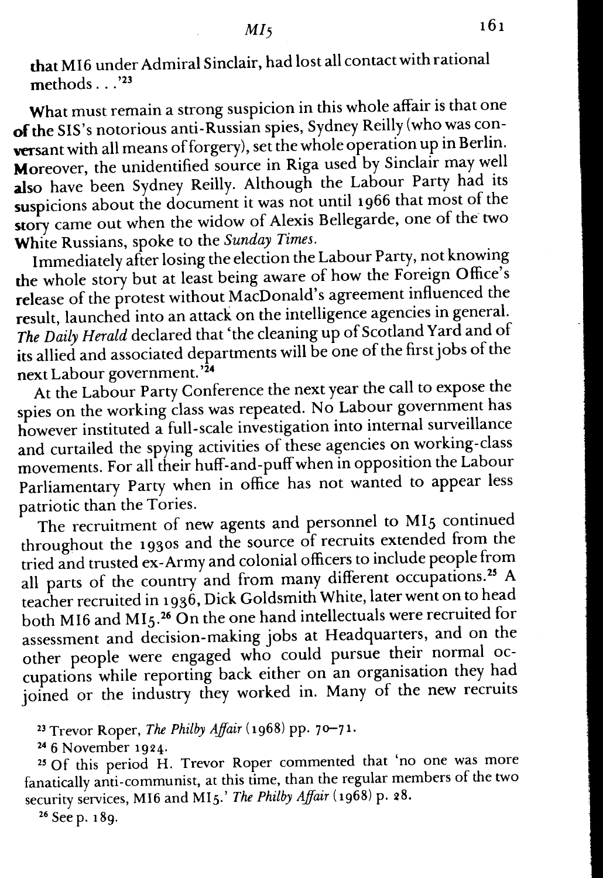that MI6 under Admiral Sinclair, had lost all contact with rational methods . . .'[23]

What must remain a strong suspicion in this whole affair is that one of the SIS's notorious anti-Russian spies, Sydney Reilly (who was conversant with all means of forgery), set the whole operation up in Berlin. Moreover, the unidentified source in Riga used by Sinclair may well also have been Sydney Reilly. Although the Labour Party had its suspicions about the document it was not until 1966 that most of the story came out when the widow of Alexis Bellegarde, one of the two White Russians, spoke to the *Sunday Times*.

Immediately after losing the election the Labour Party, not knowing the whole story but at least being aware of how the Foreign Office's release of the protest without MacDonald's agreement influenced the result, launched into an attack on the intelligence agencies in general. *The Daily Herald* declared that 'the cleaning up of Scotland Yard and of its allied and associated departments will be one of the first jobs of the next Labour government.'[24]

At the Labour Party Conference the next year the call to expose the spies on the working class was repeated. No Labour government has however instituted a full-scale investigation into internal surveillance and curtailed the spying activities of these agencies on working-class movements. For all their huff-and-puff when in opposition the Labour Parliamentary Party when in office has not wanted to appear less patriotic than the Tories.

The recruitment of new agents and personnel to MI5 continued throughout the 1930s and the source of recruits extended from the tried and trusted ex-Army and colonial officers to include people from all parts of the country and from many different occupations.[25] A teacher recruited in 1936, Dick Goldsmith White, later went on to head both MI6 and MI5.[26] On the one hand intellectuals were recruited for assessment and decision-making jobs at Headquarters, and on the other people were engaged who could pursue their normal occupations while reporting back either on an organisation they had joined or the industry they worked in. Many of the new recruits

[23] Trevor Roper, *The Philby Affair* (1968) pp. 70–71.

[24] 6 November 1924.

[25] Of this period H. Trevor Roper commented that 'no one was more fanatically anti-communist, at this time, than the regular members of the two security services, MI6 and MI5.' *The Philby Affair* (1968) p. 28.

[26] See p. 189.